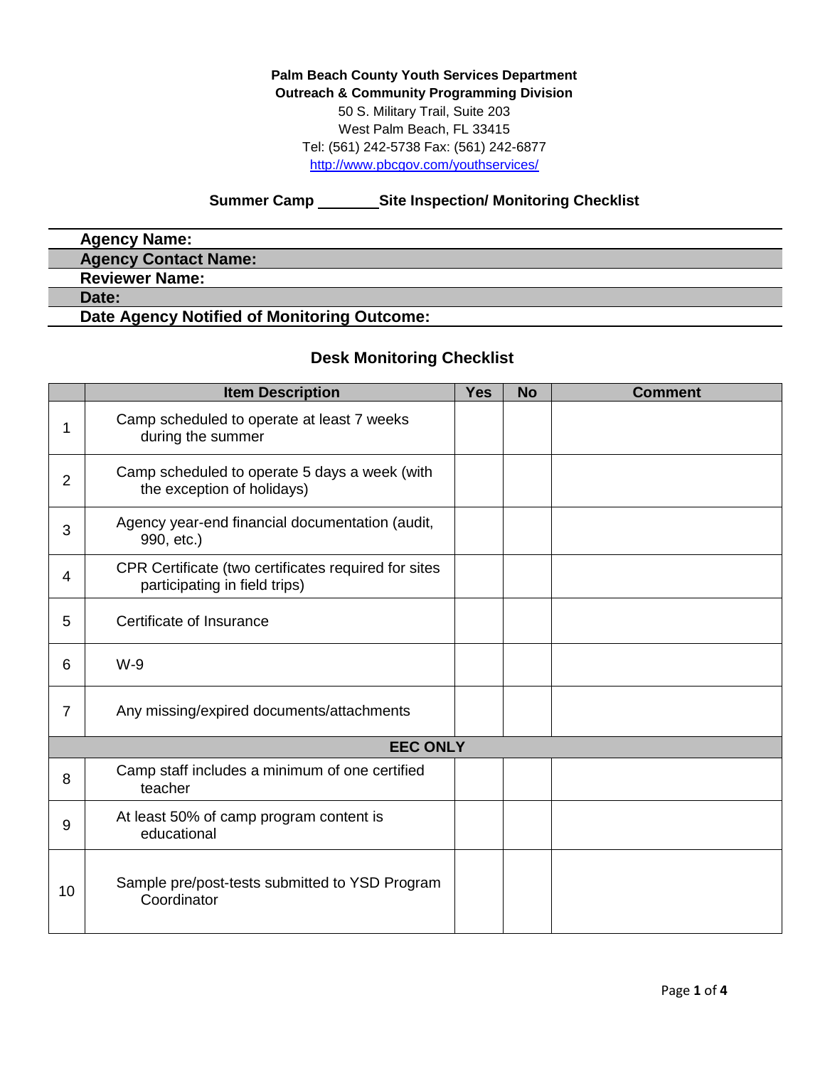**Palm Beach County Youth Services Department**
**Outreach & Community Programming Division**
50 S. Military Trail, Suite 203
West Palm Beach, FL 33415
Tel: (561) 242-5738 Fax: (561) 242-6877
http://www.pbcgov.com/youthservices/

## Summer Camp _______ Site Inspection/ Monitoring Checklist

**Agency Name:**
**Agency Contact Name:**
**Reviewer Name:**
**Date:**
**Date Agency Notified of Monitoring Outcome:**

## Desk Monitoring Checklist

| | Item Description | Yes | No | Comment |
|---|---|---|---|---|
| 1 | Camp scheduled to operate at least 7 weeks during the summer | | | |
| 2 | Camp scheduled to operate 5 days a week (with the exception of holidays) | | | |
| 3 | Agency year-end financial documentation (audit, 990, etc.) | | | |
| 4 | CPR Certificate (two certificates required for sites participating in field trips) | | | |
| 5 | Certificate of Insurance | | | |
| 6 | W-9 | | | |
| 7 | Any missing/expired documents/attachments | | | |
| **EEC ONLY** | | | | |
| 8 | Camp staff includes a minimum of one certified teacher | | | |
| 9 | At least 50% of camp program content is educational | | | |
| 10 | Sample pre/post-tests submitted to YSD Program Coordinator | | | |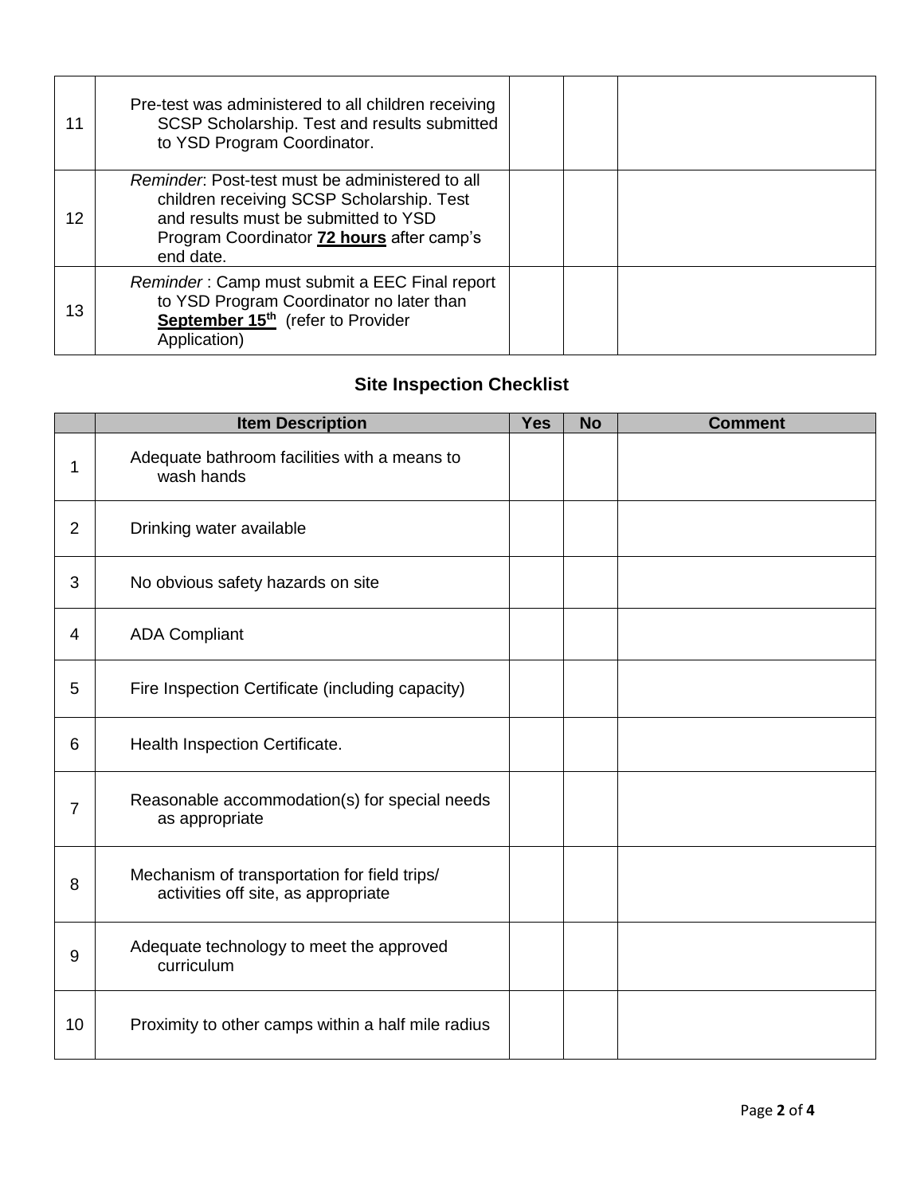| | | | | |
|---|---|---|---|---|
| 11 | Pre-test was administered to all children receiving SCSP Scholarship. Test and results submitted to YSD Program Coordinator. | | | |
| 12 | *Reminder*: Post-test must be administered to all children receiving SCSP Scholarship. Test and results must be submitted to YSD Program Coordinator **72 hours** after camp's end date. | | | |
| 13 | *Reminder* : Camp must submit a EEC Final report to YSD Program Coordinator no later than **September 15th** (refer to Provider Application) | | | |

### Site Inspection Checklist

| | Item Description | Yes | No | Comment |
|---|---|---|---|---|
| 1 | Adequate bathroom facilities with a means to wash hands | | | |
| 2 | Drinking water available | | | |
| 3 | No obvious safety hazards on site | | | |
| 4 | ADA Compliant | | | |
| 5 | Fire Inspection Certificate (including capacity) | | | |
| 6 | Health Inspection Certificate. | | | |
| 7 | Reasonable accommodation(s) for special needs as appropriate | | | |
| 8 | Mechanism of transportation for field trips/ activities off site, as appropriate | | | |
| 9 | Adequate technology to meet the approved curriculum | | | |
| 10 | Proximity to other camps within a half mile radius | | | |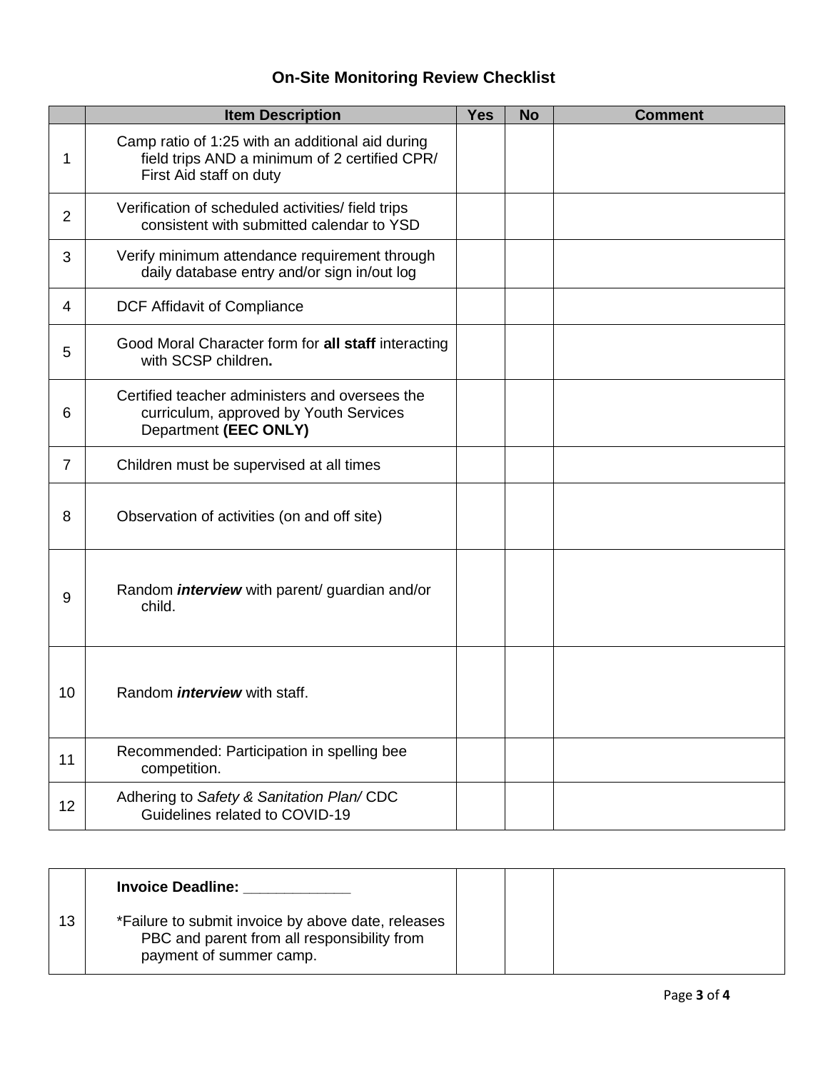# On-Site Monitoring Review Checklist

| | Item Description | Yes | No | Comment |
|---|---|---|---|---|
| 1 | Camp ratio of 1:25 with an additional aid during field trips AND a minimum of 2 certified CPR/ First Aid staff on duty | | | |
| 2 | Verification of scheduled activities/ field trips consistent with submitted calendar to YSD | | | |
| 3 | Verify minimum attendance requirement through daily database entry and/or sign in/out log | | | |
| 4 | DCF Affidavit of Compliance | | | |
| 5 | Good Moral Character form for **all staff** interacting with SCSP children**.** | | | |
| 6 | Certified teacher administers and oversees the curriculum, approved by Youth Services Department **(EEC ONLY)** | | | |
| 7 | Children must be supervised at all times | | | |
| 8 | Observation of activities (on and off site) | | | |
| 9 | Random ***interview*** with parent/ guardian and/or child. | | | |
| 10 | Random ***interview*** with staff. | | | |
| 11 | Recommended: Participation in spelling bee competition. | | | |
| 12 | Adhering to *Safety & Sanitation Plan/* CDC Guidelines related to COVID-19 | | | |

| | | | | |
|---|---|---|---|---|
| 13 | **Invoice Deadline: ____________**<br><br>*Failure to submit invoice by above date, releases PBC and parent from all responsibility from payment of summer camp. | | | |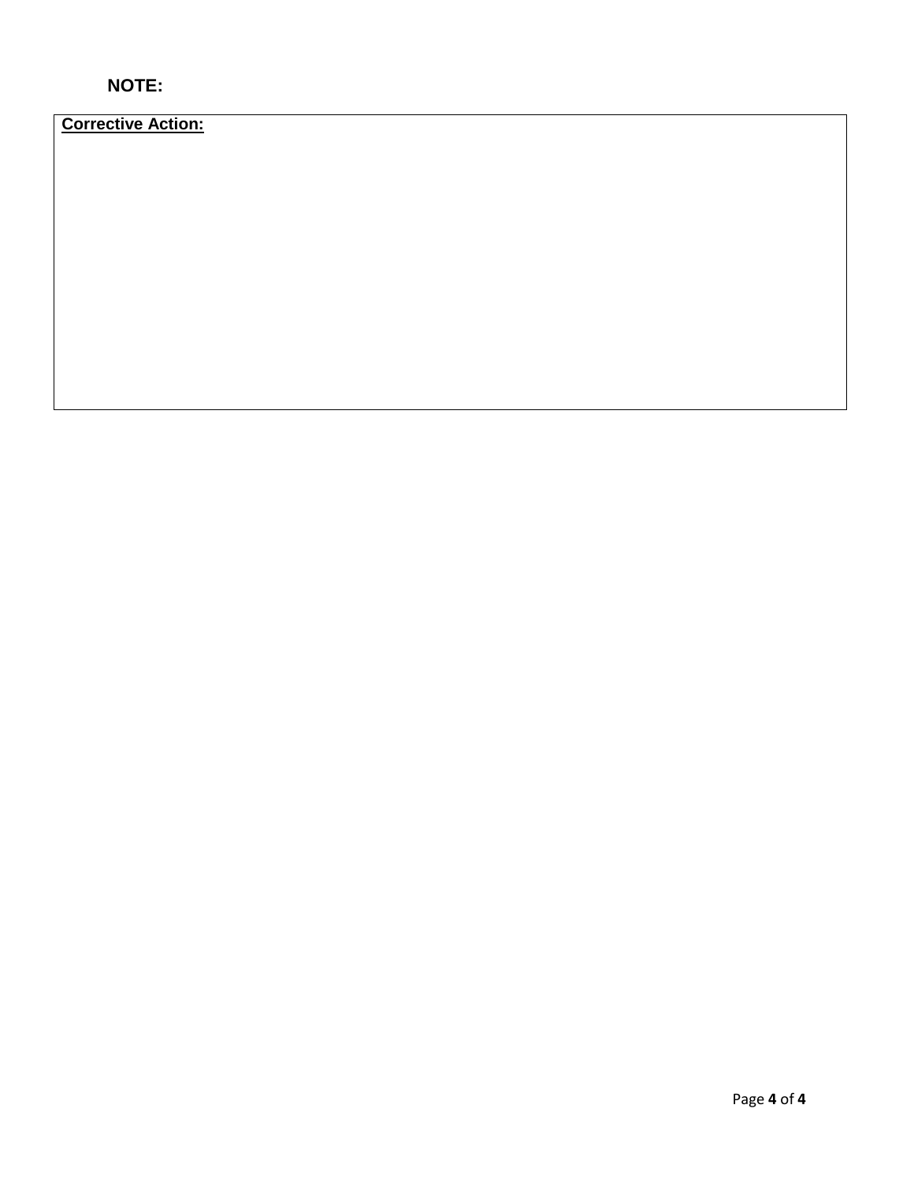**NOTE:**

| **Corrective Action:** |
| --- |
| |